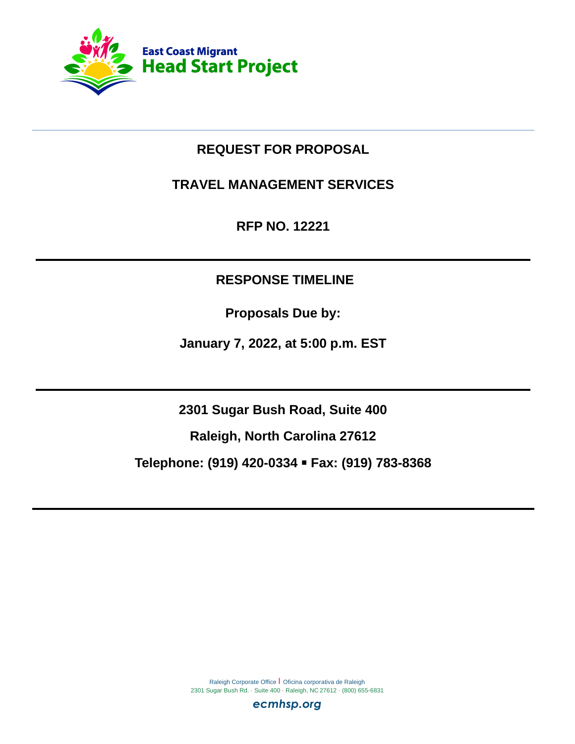East Coast Migrant
Head Start Project

# REQUEST FOR PROPOSAL

## TRAVEL MANAGEMENT SERVICES

## RFP NO. 12221

---

## RESPONSE TIMELINE

**Proposals Due by:**

**January 7, 2022, at 5:00 p.m. EST**

---

**2301 Sugar Bush Road, Suite 400**

**Raleigh, North Carolina 27612**

**Telephone: (919) 420-0334 ▪ Fax: (919) 783-8368**

---

Raleigh Corporate Office | Oficina corporativa de Raleigh
2301 Sugar Bush Rd. · Suite 400 · Raleigh, NC 27612 · (800) 655-6831

ecmhsp.org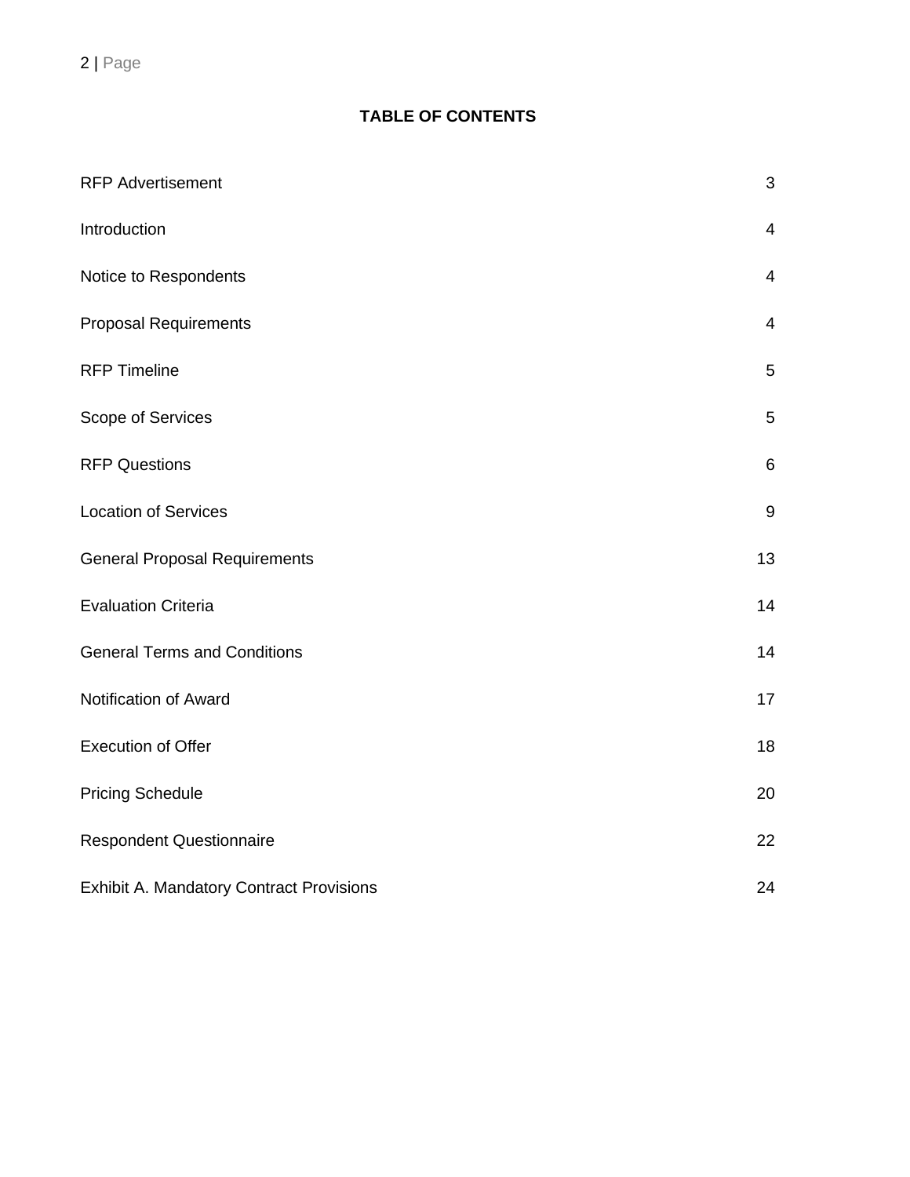## TABLE OF CONTENTS

| | |
|---|---|
| RFP Advertisement | 3 |
| Introduction | 4 |
| Notice to Respondents | 4 |
| Proposal Requirements | 4 |
| RFP Timeline | 5 |
| Scope of Services | 5 |
| RFP Questions | 6 |
| Location of Services | 9 |
| General Proposal Requirements | 13 |
| Evaluation Criteria | 14 |
| General Terms and Conditions | 14 |
| Notification of Award | 17 |
| Execution of Offer | 18 |
| Pricing Schedule | 20 |
| Respondent Questionnaire | 22 |
| Exhibit A. Mandatory Contract Provisions | 24 |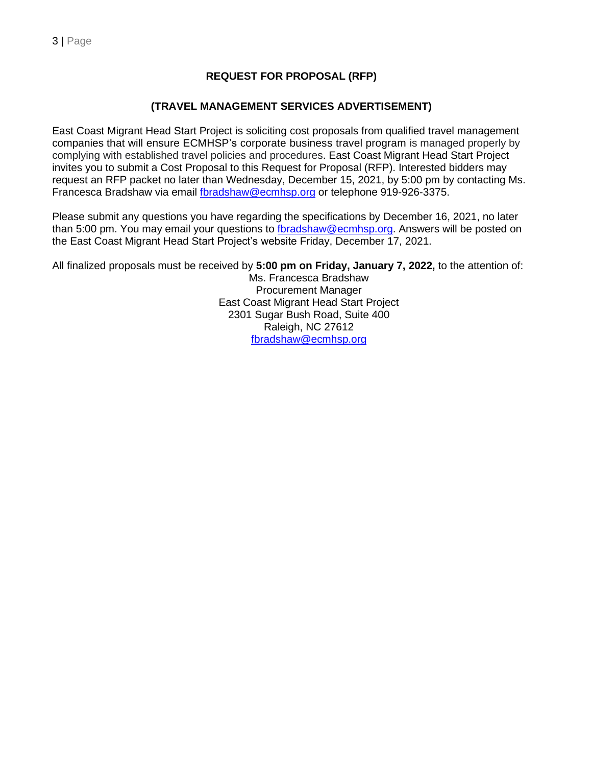## REQUEST FOR PROPOSAL (RFP)

## (TRAVEL MANAGEMENT SERVICES ADVERTISEMENT)

East Coast Migrant Head Start Project is soliciting cost proposals from qualified travel management companies that will ensure ECMHSP's corporate business travel program is managed properly by complying with established travel policies and procedures. East Coast Migrant Head Start Project invites you to submit a Cost Proposal to this Request for Proposal (RFP). Interested bidders may request an RFP packet no later than Wednesday, December 15, 2021, by 5:00 pm by contacting Ms. Francesca Bradshaw via email fbradshaw@ecmhsp.org or telephone 919-926-3375.

Please submit any questions you have regarding the specifications by December 16, 2021, no later than 5:00 pm. You may email your questions to fbradshaw@ecmhsp.org. Answers will be posted on the East Coast Migrant Head Start Project's website Friday, December 17, 2021.

All finalized proposals must be received by **5:00 pm on Friday, January 7, 2022,** to the attention of:

Ms. Francesca Bradshaw
Procurement Manager
East Coast Migrant Head Start Project
2301 Sugar Bush Road, Suite 400
Raleigh, NC 27612
fbradshaw@ecmhsp.org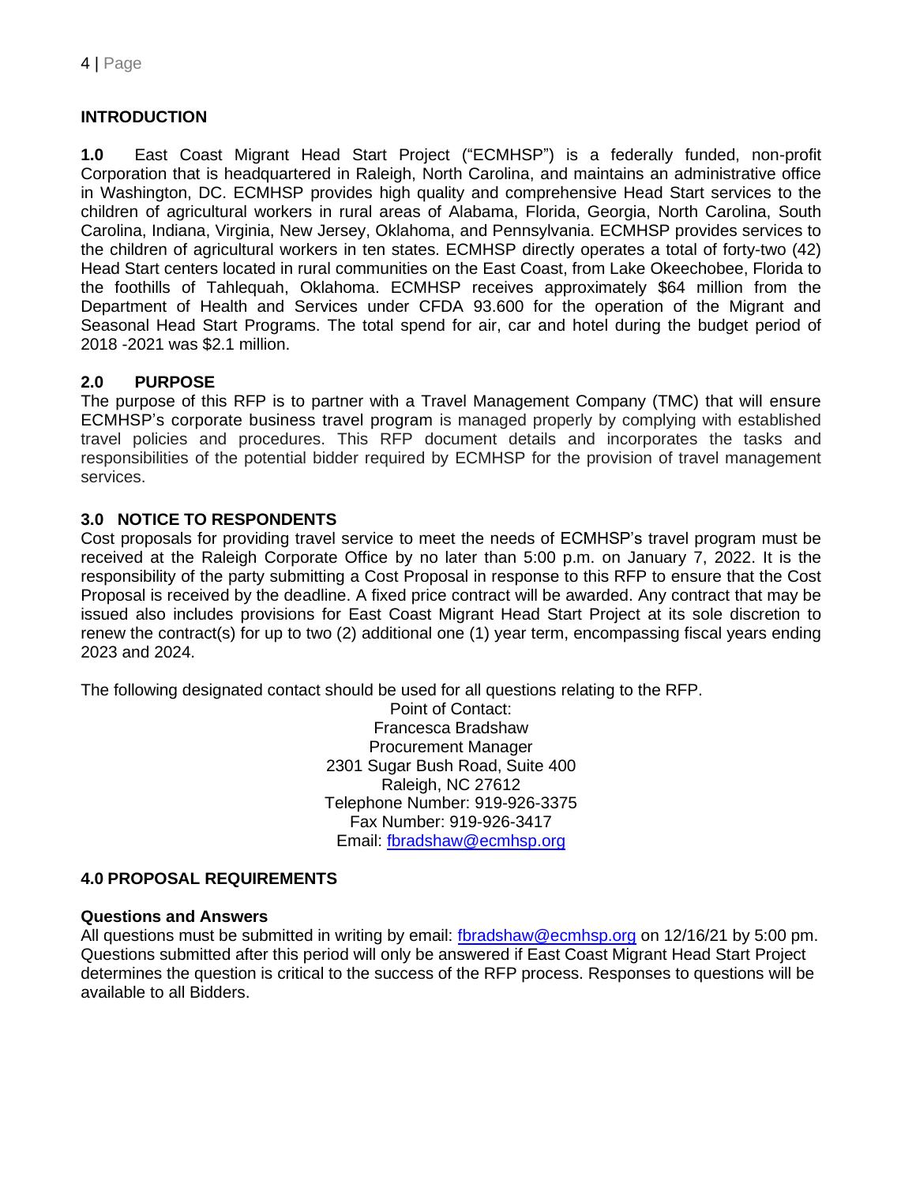## INTRODUCTION

**1.0** East Coast Migrant Head Start Project ("ECMHSP") is a federally funded, non-profit Corporation that is headquartered in Raleigh, North Carolina, and maintains an administrative office in Washington, DC. ECMHSP provides high quality and comprehensive Head Start services to the children of agricultural workers in rural areas of Alabama, Florida, Georgia, North Carolina, South Carolina, Indiana, Virginia, New Jersey, Oklahoma, and Pennsylvania. ECMHSP provides services to the children of agricultural workers in ten states. ECMHSP directly operates a total of forty-two (42) Head Start centers located in rural communities on the East Coast, from Lake Okeechobee, Florida to the foothills of Tahlequah, Oklahoma. ECMHSP receives approximately $64 million from the Department of Health and Services under CFDA 93.600 for the operation of the Migrant and Seasonal Head Start Programs. The total spend for air, car and hotel during the budget period of 2018 -2021 was $2.1 million.

## 2.0 PURPOSE

The purpose of this RFP is to partner with a Travel Management Company (TMC) that will ensure ECMHSP's corporate business travel program is managed properly by complying with established travel policies and procedures. This RFP document details and incorporates the tasks and responsibilities of the potential bidder required by ECMHSP for the provision of travel management services.

## 3.0 NOTICE TO RESPONDENTS

Cost proposals for providing travel service to meet the needs of ECMHSP's travel program must be received at the Raleigh Corporate Office by no later than 5:00 p.m. on January 7, 2022. It is the responsibility of the party submitting a Cost Proposal in response to this RFP to ensure that the Cost Proposal is received by the deadline. A fixed price contract will be awarded. Any contract that may be issued also includes provisions for East Coast Migrant Head Start Project at its sole discretion to renew the contract(s) for up to two (2) additional one (1) year term, encompassing fiscal years ending 2023 and 2024.

The following designated contact should be used for all questions relating to the RFP.

Point of Contact:
Francesca Bradshaw
Procurement Manager
2301 Sugar Bush Road, Suite 400
Raleigh, NC 27612
Telephone Number: 919-926-3375
Fax Number: 919-926-3417
Email: fbradshaw@ecmhsp.org

## 4.0 PROPOSAL REQUIREMENTS

### Questions and Answers

All questions must be submitted in writing by email: fbradshaw@ecmhsp.org on 12/16/21 by 5:00 pm. Questions submitted after this period will only be answered if East Coast Migrant Head Start Project determines the question is critical to the success of the RFP process. Responses to questions will be available to all Bidders.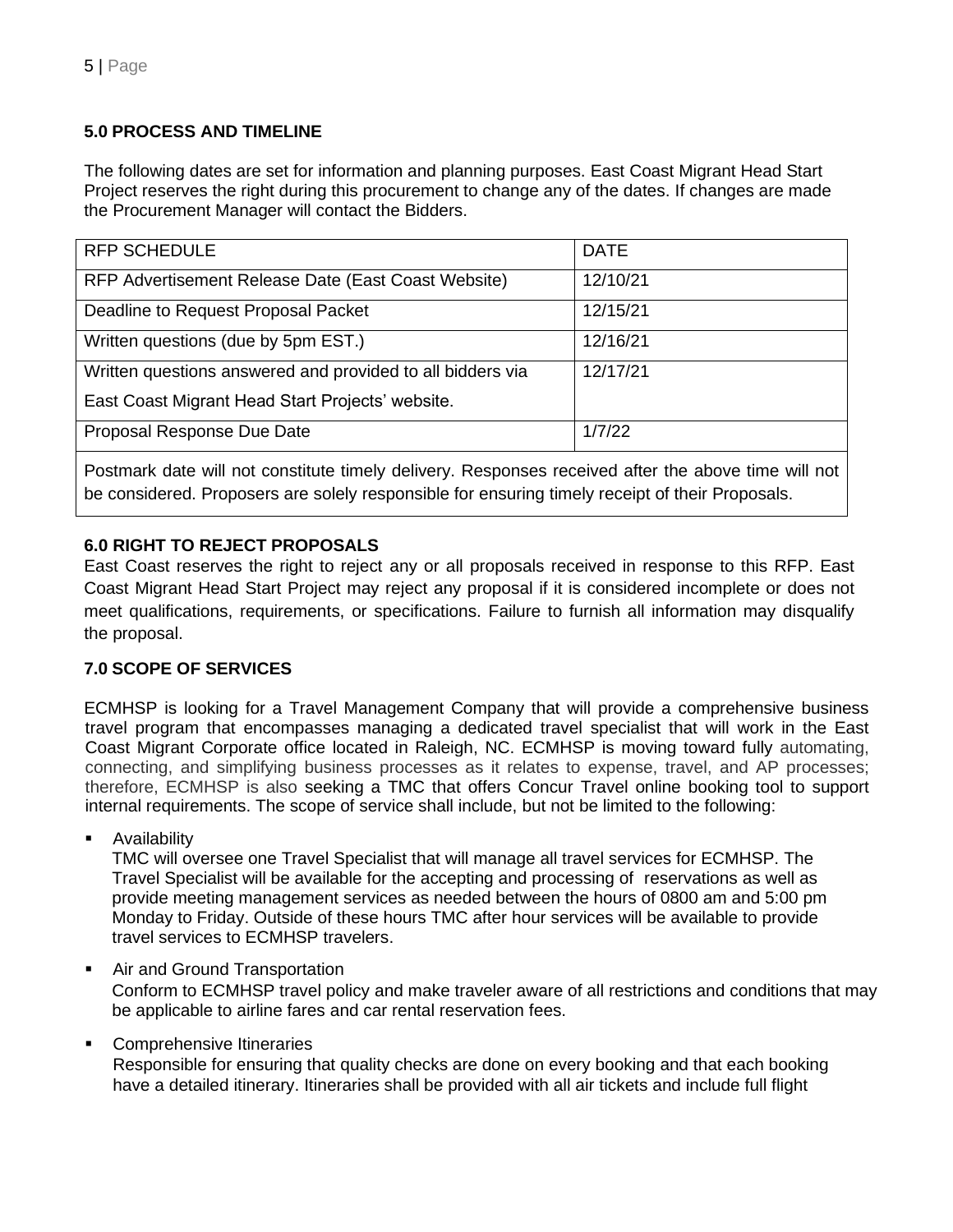## 5.0 PROCESS AND TIMELINE

The following dates are set for information and planning purposes. East Coast Migrant Head Start Project reserves the right during this procurement to change any of the dates. If changes are made the Procurement Manager will contact the Bidders.

| RFP SCHEDULE | DATE |
|---|---|
| RFP Advertisement Release Date (East Coast Website) | 12/10/21 |
| Deadline to Request Proposal Packet | 12/15/21 |
| Written questions (due by 5pm EST.) | 12/16/21 |
| Written questions answered and provided to all bidders via East Coast Migrant Head Start Projects' website. | 12/17/21 |
| Proposal Response Due Date | 1/7/22 |
| Postmark date will not constitute timely delivery. Responses received after the above time will not be considered. Proposers are solely responsible for ensuring timely receipt of their Proposals. | |

## 6.0 RIGHT TO REJECT PROPOSALS

East Coast reserves the right to reject any or all proposals received in response to this RFP. East Coast Migrant Head Start Project may reject any proposal if it is considered incomplete or does not meet qualifications, requirements, or specifications. Failure to furnish all information may disqualify the proposal.

## 7.0 SCOPE OF SERVICES

ECMHSP is looking for a Travel Management Company that will provide a comprehensive business travel program that encompasses managing a dedicated travel specialist that will work in the East Coast Migrant Corporate office located in Raleigh, NC. ECMHSP is moving toward fully automating, connecting, and simplifying business processes as it relates to expense, travel, and AP processes; therefore, ECMHSP is also seeking a TMC that offers Concur Travel online booking tool to support internal requirements. The scope of service shall include, but not be limited to the following:

- Availability
  TMC will oversee one Travel Specialist that will manage all travel services for ECMHSP. The Travel Specialist will be available for the accepting and processing of reservations as well as provide meeting management services as needed between the hours of 0800 am and 5:00 pm Monday to Friday. Outside of these hours TMC after hour services will be available to provide travel services to ECMHSP travelers.
- Air and Ground Transportation
  Conform to ECMHSP travel policy and make traveler aware of all restrictions and conditions that may be applicable to airline fares and car rental reservation fees.
- Comprehensive Itineraries
  Responsible for ensuring that quality checks are done on every booking and that each booking have a detailed itinerary. Itineraries shall be provided with all air tickets and include full flight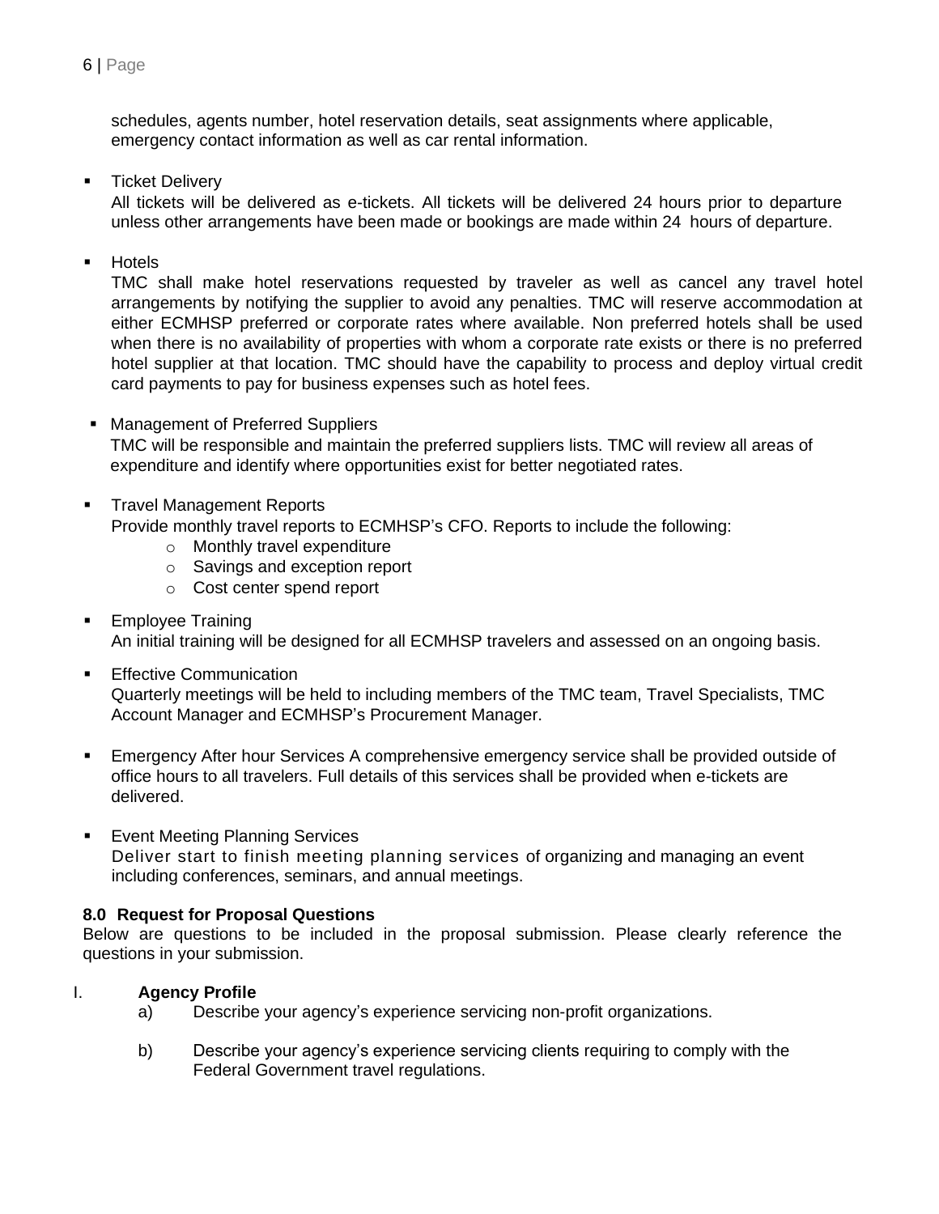schedules, agents number, hotel reservation details, seat assignments where applicable, emergency contact information as well as car rental information.

- Ticket Delivery
  All tickets will be delivered as e-tickets. All tickets will be delivered 24 hours prior to departure unless other arrangements have been made or bookings are made within 24 hours of departure.

- Hotels
  TMC shall make hotel reservations requested by traveler as well as cancel any travel hotel arrangements by notifying the supplier to avoid any penalties. TMC will reserve accommodation at either ECMHSP preferred or corporate rates where available. Non preferred hotels shall be used when there is no availability of properties with whom a corporate rate exists or there is no preferred hotel supplier at that location. TMC should have the capability to process and deploy virtual credit card payments to pay for business expenses such as hotel fees.

- Management of Preferred Suppliers
  TMC will be responsible and maintain the preferred suppliers lists. TMC will review all areas of expenditure and identify where opportunities exist for better negotiated rates.

- Travel Management Reports
  Provide monthly travel reports to ECMHSP's CFO. Reports to include the following:
  - Monthly travel expenditure
  - Savings and exception report
  - Cost center spend report

- Employee Training
  An initial training will be designed for all ECMHSP travelers and assessed on an ongoing basis.

- Effective Communication
  Quarterly meetings will be held to including members of the TMC team, Travel Specialists, TMC Account Manager and ECMHSP's Procurement Manager.

- Emergency After hour Services A comprehensive emergency service shall be provided outside of office hours to all travelers. Full details of this services shall be provided when e-tickets are delivered.

- Event Meeting Planning Services
  Deliver start to finish meeting planning services of organizing and managing an event including conferences, seminars, and annual meetings.

### 8.0 Request for Proposal Questions

Below are questions to be included in the proposal submission. Please clearly reference the questions in your submission.

I. **Agency Profile**

a) Describe your agency's experience servicing non-profit organizations.

b) Describe your agency's experience servicing clients requiring to comply with the Federal Government travel regulations.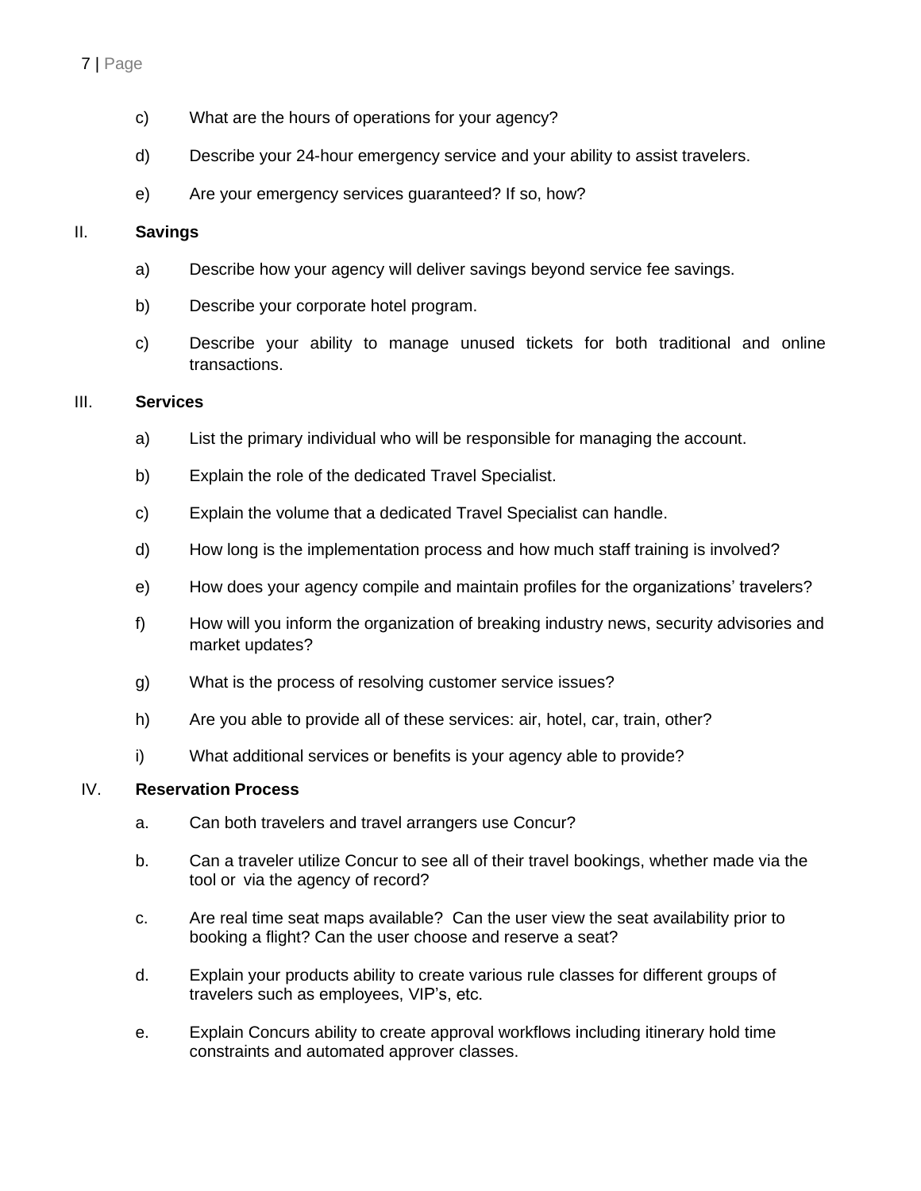c) What are the hours of operations for your agency?

d) Describe your 24-hour emergency service and your ability to assist travelers.

e) Are your emergency services guaranteed? If so, how?

II. **Savings**

a) Describe how your agency will deliver savings beyond service fee savings.

b) Describe your corporate hotel program.

c) Describe your ability to manage unused tickets for both traditional and online transactions.

III. **Services**

a) List the primary individual who will be responsible for managing the account.

b) Explain the role of the dedicated Travel Specialist.

c) Explain the volume that a dedicated Travel Specialist can handle.

d) How long is the implementation process and how much staff training is involved?

e) How does your agency compile and maintain profiles for the organizations' travelers?

f) How will you inform the organization of breaking industry news, security advisories and market updates?

g) What is the process of resolving customer service issues?

h) Are you able to provide all of these services: air, hotel, car, train, other?

i) What additional services or benefits is your agency able to provide?

IV. **Reservation Process**

a. Can both travelers and travel arrangers use Concur?

b. Can a traveler utilize Concur to see all of their travel bookings, whether made via the tool or via the agency of record?

c. Are real time seat maps available? Can the user view the seat availability prior to booking a flight? Can the user choose and reserve a seat?

d. Explain your products ability to create various rule classes for different groups of travelers such as employees, VIP's, etc.

e. Explain Concurs ability to create approval workflows including itinerary hold time constraints and automated approver classes.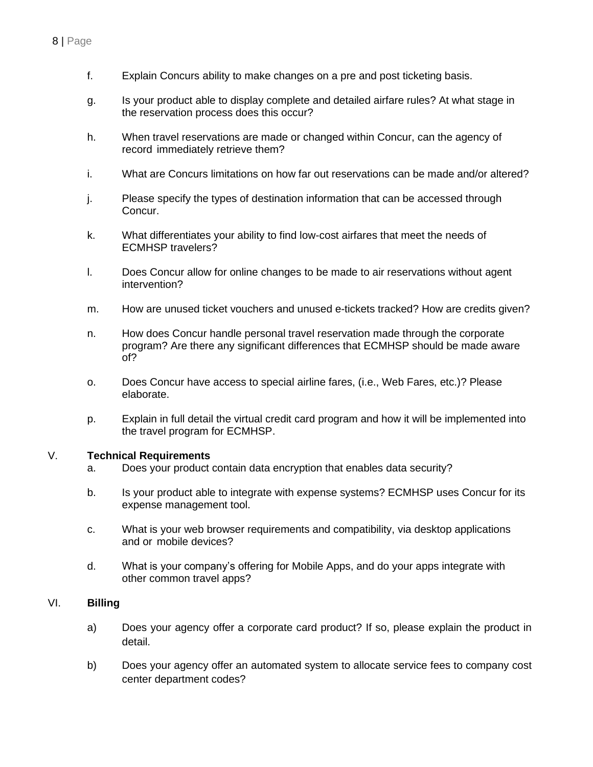f. Explain Concurs ability to make changes on a pre and post ticketing basis.

g. Is your product able to display complete and detailed airfare rules? At what stage in the reservation process does this occur?

h. When travel reservations are made or changed within Concur, can the agency of record immediately retrieve them?

i. What are Concurs limitations on how far out reservations can be made and/or altered?

j. Please specify the types of destination information that can be accessed through Concur.

k. What differentiates your ability to find low-cost airfares that meet the needs of ECMHSP travelers?

l. Does Concur allow for online changes to be made to air reservations without agent intervention?

m. How are unused ticket vouchers and unused e-tickets tracked? How are credits given?

n. How does Concur handle personal travel reservation made through the corporate program? Are there any significant differences that ECMHSP should be made aware of?

o. Does Concur have access to special airline fares, (i.e., Web Fares, etc.)? Please elaborate.

p. Explain in full detail the virtual credit card program and how it will be implemented into the travel program for ECMHSP.

## V. Technical Requirements

a. Does your product contain data encryption that enables data security?

b. Is your product able to integrate with expense systems? ECMHSP uses Concur for its expense management tool.

c. What is your web browser requirements and compatibility, via desktop applications and or mobile devices?

d. What is your company's offering for Mobile Apps, and do your apps integrate with other common travel apps?

## VI. Billing

a) Does your agency offer a corporate card product? If so, please explain the product in detail.

b) Does your agency offer an automated system to allocate service fees to company cost center department codes?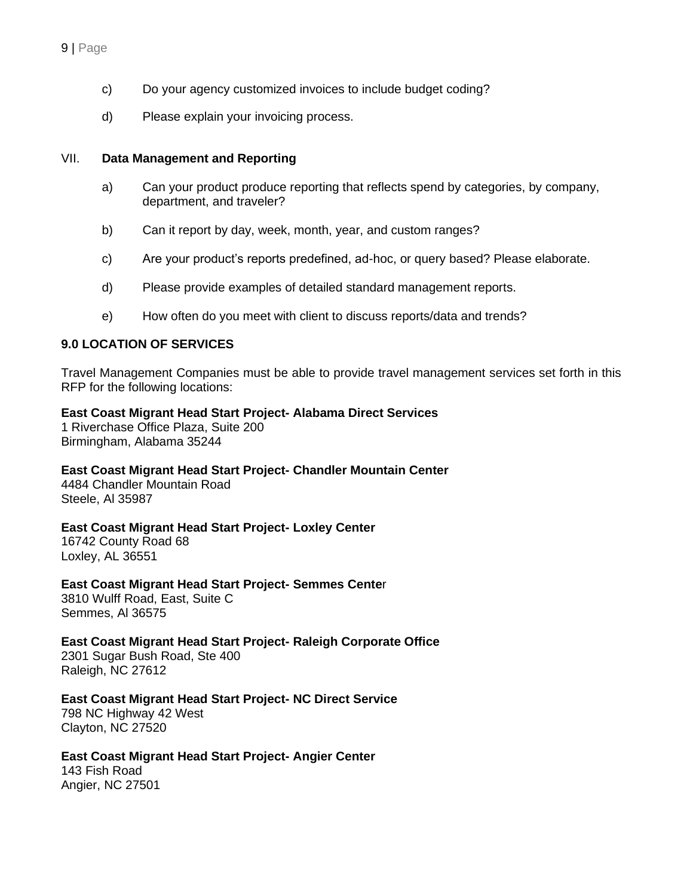c) Do your agency customized invoices to include budget coding?

d) Please explain your invoicing process.

VII. **Data Management and Reporting**

a) Can your product produce reporting that reflects spend by categories, by company, department, and traveler?

b) Can it report by day, week, month, year, and custom ranges?

c) Are your product's reports predefined, ad-hoc, or query based? Please elaborate.

d) Please provide examples of detailed standard management reports.

e) How often do you meet with client to discuss reports/data and trends?

## 9.0 LOCATION OF SERVICES

Travel Management Companies must be able to provide travel management services set forth in this RFP for the following locations:

**East Coast Migrant Head Start Project- Alabama Direct Services**
1 Riverchase Office Plaza, Suite 200
Birmingham, Alabama 35244

**East Coast Migrant Head Start Project- Chandler Mountain Center**
4484 Chandler Mountain Road
Steele, Al 35987

**East Coast Migrant Head Start Project- Loxley Center**
16742 County Road 68
Loxley, AL 36551

**East Coast Migrant Head Start Project- Semmes Cente**r
3810 Wulff Road, East, Suite C
Semmes, Al 36575

**East Coast Migrant Head Start Project- Raleigh Corporate Office**
2301 Sugar Bush Road, Ste 400
Raleigh, NC 27612

**East Coast Migrant Head Start Project- NC Direct Service**
798 NC Highway 42 West
Clayton, NC 27520

**East Coast Migrant Head Start Project- Angier Center**
143 Fish Road
Angier, NC 27501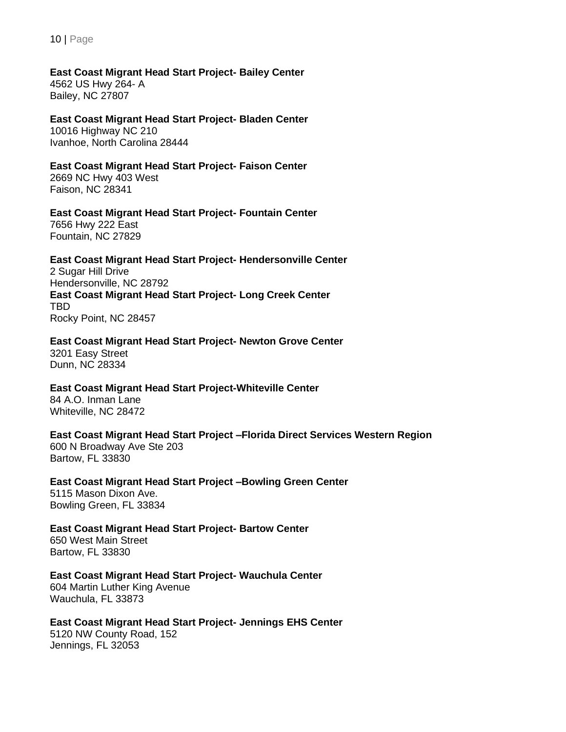**East Coast Migrant Head Start Project- Bailey Center**
4562 US Hwy 264- A
Bailey, NC 27807

**East Coast Migrant Head Start Project- Bladen Center**
10016 Highway NC 210
Ivanhoe, North Carolina 28444

**East Coast Migrant Head Start Project- Faison Center**
2669 NC Hwy 403 West
Faison, NC 28341

**East Coast Migrant Head Start Project- Fountain Center**
7656 Hwy 222 East
Fountain, NC 27829

**East Coast Migrant Head Start Project- Hendersonville Center**
2 Sugar Hill Drive
Hendersonville, NC 28792

**East Coast Migrant Head Start Project- Long Creek Center**
TBD
Rocky Point, NC 28457

**East Coast Migrant Head Start Project- Newton Grove Center**
3201 Easy Street
Dunn, NC 28334

**East Coast Migrant Head Start Project-Whiteville Center**
84 A.O. Inman Lane
Whiteville, NC 28472

**East Coast Migrant Head Start Project –Florida Direct Services Western Region**
600 N Broadway Ave Ste 203
Bartow, FL 33830

**East Coast Migrant Head Start Project –Bowling Green Center**
5115 Mason Dixon Ave.
Bowling Green, FL 33834

**East Coast Migrant Head Start Project- Bartow Center**
650 West Main Street
Bartow, FL 33830

**East Coast Migrant Head Start Project- Wauchula Center**
604 Martin Luther King Avenue
Wauchula, FL 33873

**East Coast Migrant Head Start Project- Jennings EHS Center**
5120 NW County Road, 152
Jennings, FL 32053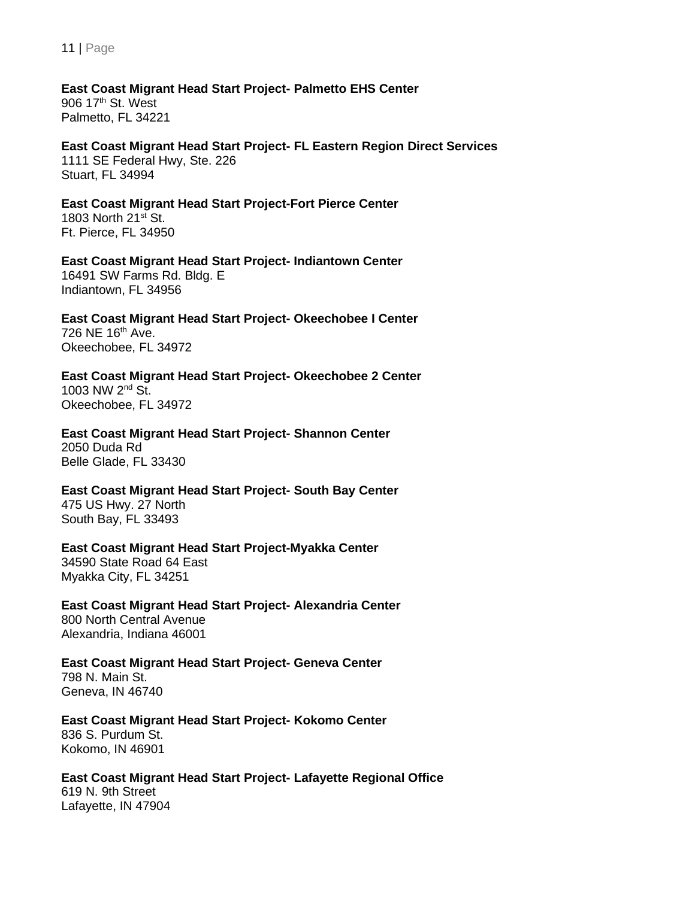**East Coast Migrant Head Start Project- Palmetto EHS Center**
906 17th St. West
Palmetto, FL 34221

**East Coast Migrant Head Start Project- FL Eastern Region Direct Services**
1111 SE Federal Hwy, Ste. 226
Stuart, FL 34994

**East Coast Migrant Head Start Project-Fort Pierce Center**
1803 North 21st St.
Ft. Pierce, FL 34950

**East Coast Migrant Head Start Project- Indiantown Center**
16491 SW Farms Rd. Bldg. E
Indiantown, FL 34956

**East Coast Migrant Head Start Project- Okeechobee I Center**
726 NE 16th Ave.
Okeechobee, FL 34972

**East Coast Migrant Head Start Project- Okeechobee 2 Center**
1003 NW 2nd St.
Okeechobee, FL 34972

**East Coast Migrant Head Start Project- Shannon Center**
2050 Duda Rd
Belle Glade, FL 33430

**East Coast Migrant Head Start Project- South Bay Center**
475 US Hwy. 27 North
South Bay, FL 33493

**East Coast Migrant Head Start Project-Myakka Center**
34590 State Road 64 East
Myakka City, FL 34251

**East Coast Migrant Head Start Project- Alexandria Center**
800 North Central Avenue
Alexandria, Indiana 46001

**East Coast Migrant Head Start Project- Geneva Center**
798 N. Main St.
Geneva, IN 46740

**East Coast Migrant Head Start Project- Kokomo Center**
836 S. Purdum St.
Kokomo, IN 46901

**East Coast Migrant Head Start Project- Lafayette Regional Office**
619 N. 9th Street
Lafayette, IN 47904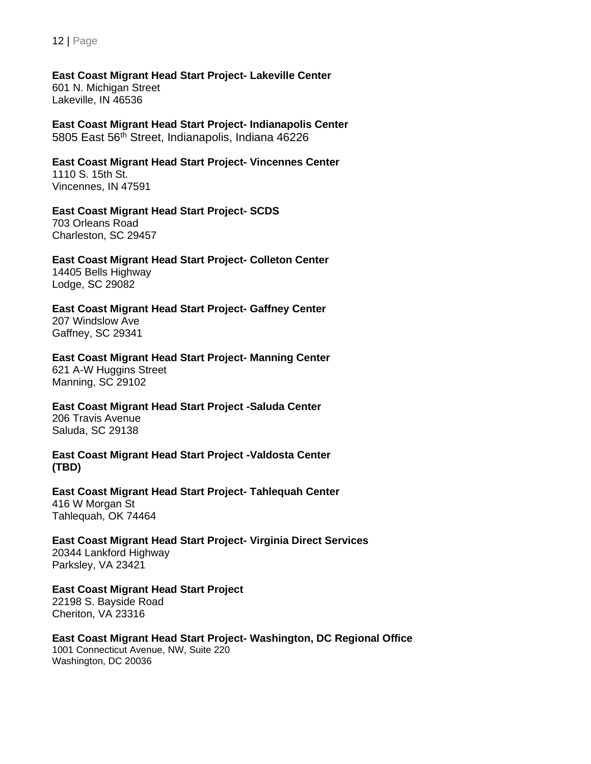**East Coast Migrant Head Start Project- Lakeville Center**
601 N. Michigan Street
Lakeville, IN 46536

**East Coast Migrant Head Start Project- Indianapolis Center**
5805 East 56th Street, Indianapolis, Indiana 46226

**East Coast Migrant Head Start Project- Vincennes Center**
1110 S. 15th St.
Vincennes, IN 47591

**East Coast Migrant Head Start Project- SCDS**
703 Orleans Road
Charleston, SC 29457

**East Coast Migrant Head Start Project- Colleton Center**
14405 Bells Highway
Lodge, SC 29082

**East Coast Migrant Head Start Project- Gaffney Center**
207 Windslow Ave
Gaffney, SC 29341

**East Coast Migrant Head Start Project- Manning Center**
621 A-W Huggins Street
Manning, SC 29102

**East Coast Migrant Head Start Project -Saluda Center**
206 Travis Avenue
Saluda, SC 29138

**East Coast Migrant Head Start Project -Valdosta Center**
**(TBD)**

**East Coast Migrant Head Start Project- Tahlequah Center**
416 W Morgan St
Tahlequah, OK 74464

**East Coast Migrant Head Start Project- Virginia Direct Services**
20344 Lankford Highway
Parksley, VA 23421

**East Coast Migrant Head Start Project**
22198 S. Bayside Road
Cheriton, VA 23316

**East Coast Migrant Head Start Project- Washington, DC Regional Office**
1001 Connecticut Avenue, NW, Suite 220
Washington, DC 20036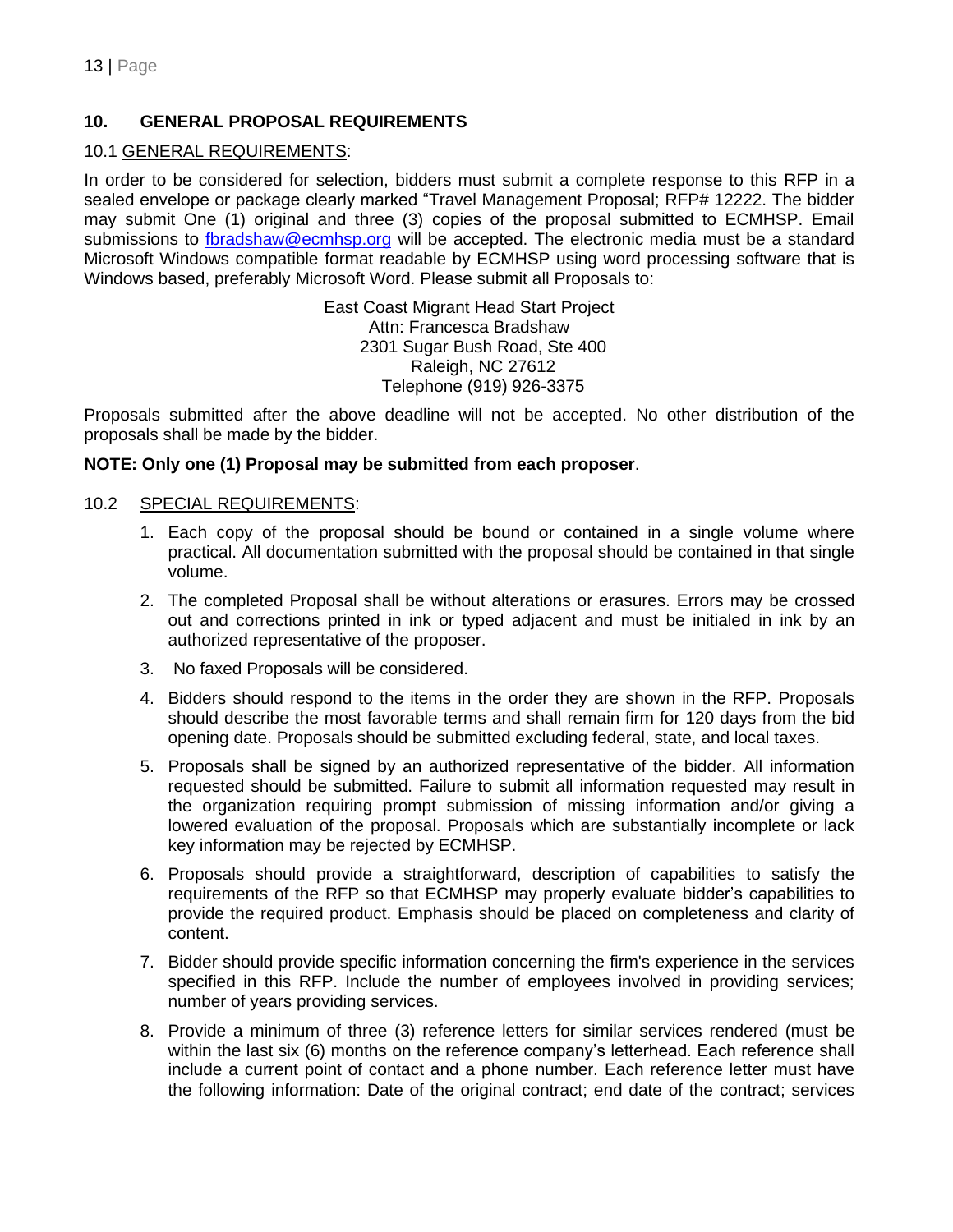## 10. GENERAL PROPOSAL REQUIREMENTS

10.1 GENERAL REQUIREMENTS:

In order to be considered for selection, bidders must submit a complete response to this RFP in a sealed envelope or package clearly marked "Travel Management Proposal; RFP# 12222. The bidder may submit One (1) original and three (3) copies of the proposal submitted to ECMHSP. Email submissions to fbradshaw@ecmhsp.org will be accepted. The electronic media must be a standard Microsoft Windows compatible format readable by ECMHSP using word processing software that is Windows based, preferably Microsoft Word. Please submit all Proposals to:

East Coast Migrant Head Start Project  
Attn: Francesca Bradshaw  
2301 Sugar Bush Road, Ste 400  
Raleigh, NC 27612  
Telephone (919) 926-3375

Proposals submitted after the above deadline will not be accepted. No other distribution of the proposals shall be made by the bidder.

**NOTE: Only one (1) Proposal may be submitted from each proposer**.

10.2 SPECIAL REQUIREMENTS:

1. Each copy of the proposal should be bound or contained in a single volume where practical. All documentation submitted with the proposal should be contained in that single volume.
2. The completed Proposal shall be without alterations or erasures. Errors may be crossed out and corrections printed in ink or typed adjacent and must be initialed in ink by an authorized representative of the proposer.
3. No faxed Proposals will be considered.
4. Bidders should respond to the items in the order they are shown in the RFP. Proposals should describe the most favorable terms and shall remain firm for 120 days from the bid opening date. Proposals should be submitted excluding federal, state, and local taxes.
5. Proposals shall be signed by an authorized representative of the bidder. All information requested should be submitted. Failure to submit all information requested may result in the organization requiring prompt submission of missing information and/or giving a lowered evaluation of the proposal. Proposals which are substantially incomplete or lack key information may be rejected by ECMHSP.
6. Proposals should provide a straightforward, description of capabilities to satisfy the requirements of the RFP so that ECMHSP may properly evaluate bidder's capabilities to provide the required product. Emphasis should be placed on completeness and clarity of content.
7. Bidder should provide specific information concerning the firm's experience in the services specified in this RFP. Include the number of employees involved in providing services; number of years providing services.
8. Provide a minimum of three (3) reference letters for similar services rendered (must be within the last six (6) months on the reference company's letterhead. Each reference shall include a current point of contact and a phone number. Each reference letter must have the following information: Date of the original contract; end date of the contract; services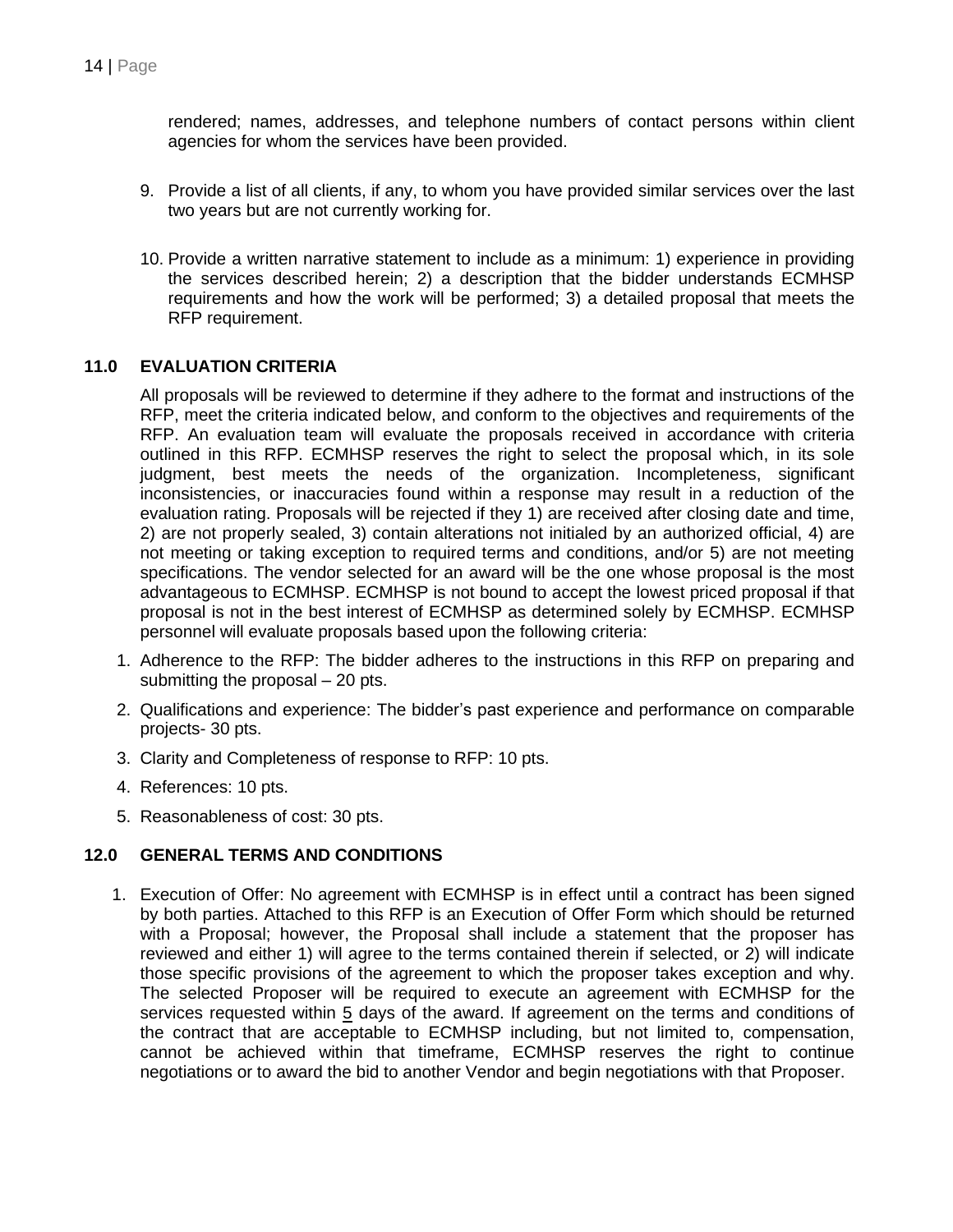rendered; names, addresses, and telephone numbers of contact persons within client agencies for whom the services have been provided.

9. Provide a list of all clients, if any, to whom you have provided similar services over the last two years but are not currently working for.

10. Provide a written narrative statement to include as a minimum: 1) experience in providing the services described herein; 2) a description that the bidder understands ECMHSP requirements and how the work will be performed; 3) a detailed proposal that meets the RFP requirement.

## 11.0 EVALUATION CRITERIA

All proposals will be reviewed to determine if they adhere to the format and instructions of the RFP, meet the criteria indicated below, and conform to the objectives and requirements of the RFP. An evaluation team will evaluate the proposals received in accordance with criteria outlined in this RFP. ECMHSP reserves the right to select the proposal which, in its sole judgment, best meets the needs of the organization. Incompleteness, significant inconsistencies, or inaccuracies found within a response may result in a reduction of the evaluation rating. Proposals will be rejected if they 1) are received after closing date and time, 2) are not properly sealed, 3) contain alterations not initialed by an authorized official, 4) are not meeting or taking exception to required terms and conditions, and/or 5) are not meeting specifications. The vendor selected for an award will be the one whose proposal is the most advantageous to ECMHSP. ECMHSP is not bound to accept the lowest priced proposal if that proposal is not in the best interest of ECMHSP as determined solely by ECMHSP. ECMHSP personnel will evaluate proposals based upon the following criteria:

1. Adherence to the RFP: The bidder adheres to the instructions in this RFP on preparing and submitting the proposal – 20 pts.
2. Qualifications and experience: The bidder's past experience and performance on comparable projects- 30 pts.
3. Clarity and Completeness of response to RFP: 10 pts.
4. References: 10 pts.
5. Reasonableness of cost: 30 pts.

## 12.0 GENERAL TERMS AND CONDITIONS

1. Execution of Offer: No agreement with ECMHSP is in effect until a contract has been signed by both parties. Attached to this RFP is an Execution of Offer Form which should be returned with a Proposal; however, the Proposal shall include a statement that the proposer has reviewed and either 1) will agree to the terms contained therein if selected, or 2) will indicate those specific provisions of the agreement to which the proposer takes exception and why. The selected Proposer will be required to execute an agreement with ECMHSP for the services requested within 5 days of the award. If agreement on the terms and conditions of the contract that are acceptable to ECMHSP including, but not limited to, compensation, cannot be achieved within that timeframe, ECMHSP reserves the right to continue negotiations or to award the bid to another Vendor and begin negotiations with that Proposer.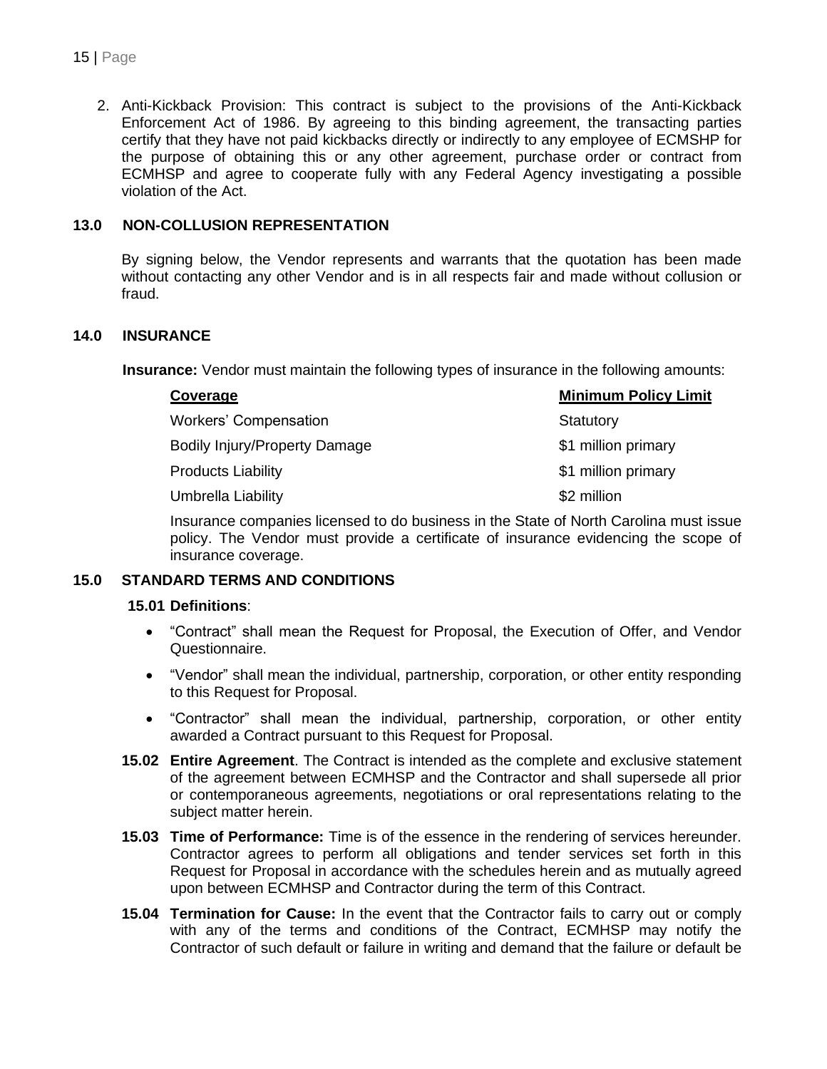2. Anti-Kickback Provision: This contract is subject to the provisions of the Anti-Kickback Enforcement Act of 1986. By agreeing to this binding agreement, the transacting parties certify that they have not paid kickbacks directly or indirectly to any employee of ECMSHP for the purpose of obtaining this or any other agreement, purchase order or contract from ECMHSP and agree to cooperate fully with any Federal Agency investigating a possible violation of the Act.

## 13.0 NON-COLLUSION REPRESENTATION

By signing below, the Vendor represents and warrants that the quotation has been made without contacting any other Vendor and is in all respects fair and made without collusion or fraud.

## 14.0 INSURANCE

**Insurance:** Vendor must maintain the following types of insurance in the following amounts:

| Coverage | Minimum Policy Limit |
| --- | --- |
| Workers' Compensation | Statutory |
| Bodily Injury/Property Damage | $1 million primary |
| Products Liability | $1 million primary |
| Umbrella Liability | $2 million |

Insurance companies licensed to do business in the State of North Carolina must issue policy. The Vendor must provide a certificate of insurance evidencing the scope of insurance coverage.

## 15.0 STANDARD TERMS AND CONDITIONS

**15.01 Definitions**:

- "Contract" shall mean the Request for Proposal, the Execution of Offer, and Vendor Questionnaire.
- "Vendor" shall mean the individual, partnership, corporation, or other entity responding to this Request for Proposal.
- "Contractor" shall mean the individual, partnership, corporation, or other entity awarded a Contract pursuant to this Request for Proposal.

**15.02 Entire Agreement**. The Contract is intended as the complete and exclusive statement of the agreement between ECMHSP and the Contractor and shall supersede all prior or contemporaneous agreements, negotiations or oral representations relating to the subject matter herein.

**15.03 Time of Performance:** Time is of the essence in the rendering of services hereunder. Contractor agrees to perform all obligations and tender services set forth in this Request for Proposal in accordance with the schedules herein and as mutually agreed upon between ECMHSP and Contractor during the term of this Contract.

**15.04 Termination for Cause:** In the event that the Contractor fails to carry out or comply with any of the terms and conditions of the Contract, ECMHSP may notify the Contractor of such default or failure in writing and demand that the failure or default be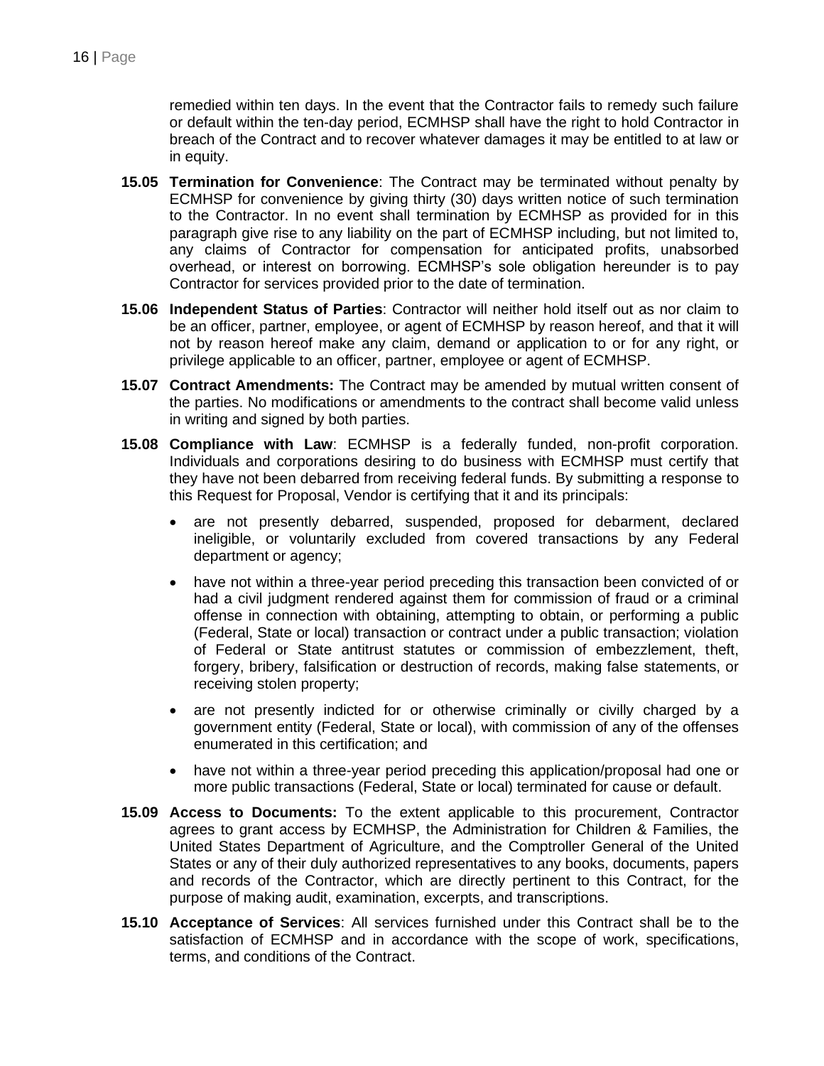remedied within ten days. In the event that the Contractor fails to remedy such failure or default within the ten-day period, ECMHSP shall have the right to hold Contractor in breach of the Contract and to recover whatever damages it may be entitled to at law or in equity.

**15.05 Termination for Convenience**: The Contract may be terminated without penalty by ECMHSP for convenience by giving thirty (30) days written notice of such termination to the Contractor. In no event shall termination by ECMHSP as provided for in this paragraph give rise to any liability on the part of ECMHSP including, but not limited to, any claims of Contractor for compensation for anticipated profits, unabsorbed overhead, or interest on borrowing. ECMHSP's sole obligation hereunder is to pay Contractor for services provided prior to the date of termination.

**15.06 Independent Status of Parties**: Contractor will neither hold itself out as nor claim to be an officer, partner, employee, or agent of ECMHSP by reason hereof, and that it will not by reason hereof make any claim, demand or application to or for any right, or privilege applicable to an officer, partner, employee or agent of ECMHSP.

**15.07 Contract Amendments:** The Contract may be amended by mutual written consent of the parties. No modifications or amendments to the contract shall become valid unless in writing and signed by both parties.

**15.08 Compliance with Law**: ECMHSP is a federally funded, non-profit corporation. Individuals and corporations desiring to do business with ECMHSP must certify that they have not been debarred from receiving federal funds. By submitting a response to this Request for Proposal, Vendor is certifying that it and its principals:

- are not presently debarred, suspended, proposed for debarment, declared ineligible, or voluntarily excluded from covered transactions by any Federal department or agency;
- have not within a three-year period preceding this transaction been convicted of or had a civil judgment rendered against them for commission of fraud or a criminal offense in connection with obtaining, attempting to obtain, or performing a public (Federal, State or local) transaction or contract under a public transaction; violation of Federal or State antitrust statutes or commission of embezzlement, theft, forgery, bribery, falsification or destruction of records, making false statements, or receiving stolen property;
- are not presently indicted for or otherwise criminally or civilly charged by a government entity (Federal, State or local), with commission of any of the offenses enumerated in this certification; and
- have not within a three-year period preceding this application/proposal had one or more public transactions (Federal, State or local) terminated for cause or default.

**15.09 Access to Documents:** To the extent applicable to this procurement, Contractor agrees to grant access by ECMHSP, the Administration for Children & Families, the United States Department of Agriculture, and the Comptroller General of the United States or any of their duly authorized representatives to any books, documents, papers and records of the Contractor, which are directly pertinent to this Contract, for the purpose of making audit, examination, excerpts, and transcriptions.

**15.10 Acceptance of Services**: All services furnished under this Contract shall be to the satisfaction of ECMHSP and in accordance with the scope of work, specifications, terms, and conditions of the Contract.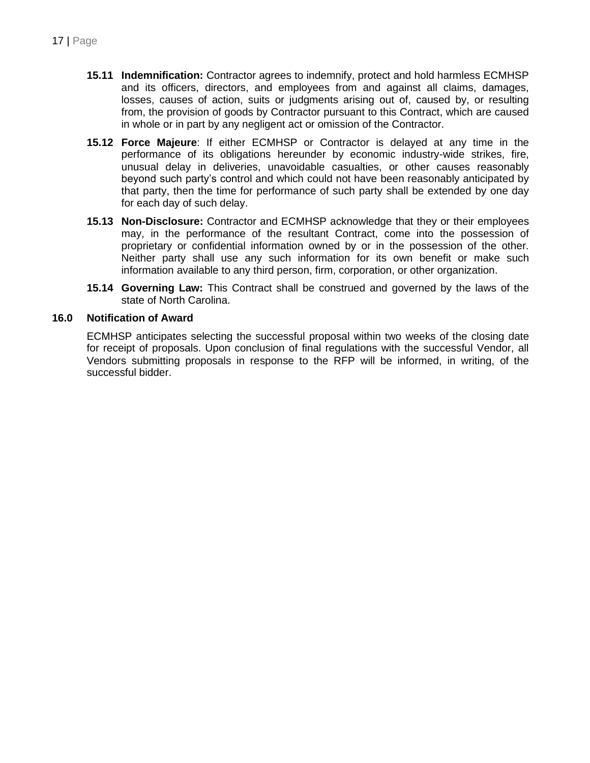**15.11 Indemnification:** Contractor agrees to indemnify, protect and hold harmless ECMHSP and its officers, directors, and employees from and against all claims, damages, losses, causes of action, suits or judgments arising out of, caused by, or resulting from, the provision of goods by Contractor pursuant to this Contract, which are caused in whole or in part by any negligent act or omission of the Contractor.

**15.12 Force Majeure**: If either ECMHSP or Contractor is delayed at any time in the performance of its obligations hereunder by economic industry-wide strikes, fire, unusual delay in deliveries, unavoidable casualties, or other causes reasonably beyond such party's control and which could not have been reasonably anticipated by that party, then the time for performance of such party shall be extended by one day for each day of such delay.

**15.13 Non-Disclosure:** Contractor and ECMHSP acknowledge that they or their employees may, in the performance of the resultant Contract, come into the possession of proprietary or confidential information owned by or in the possession of the other. Neither party shall use any such information for its own benefit or make such information available to any third person, firm, corporation, or other organization.

**15.14 Governing Law:** This Contract shall be construed and governed by the laws of the state of North Carolina.

## 16.0 Notification of Award

ECMHSP anticipates selecting the successful proposal within two weeks of the closing date for receipt of proposals. Upon conclusion of final regulations with the successful Vendor, all Vendors submitting proposals in response to the RFP will be informed, in writing, of the successful bidder.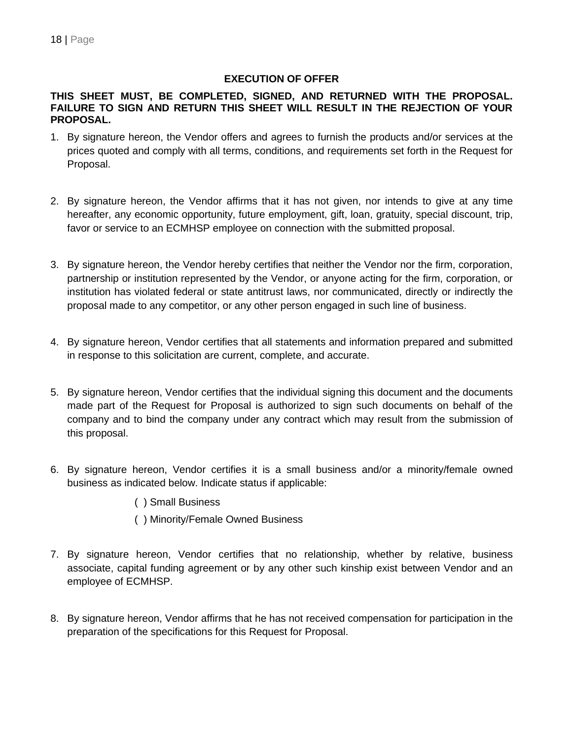## EXECUTION OF OFFER

**THIS SHEET MUST, BE COMPLETED, SIGNED, AND RETURNED WITH THE PROPOSAL. FAILURE TO SIGN AND RETURN THIS SHEET WILL RESULT IN THE REJECTION OF YOUR PROPOSAL.**

1. By signature hereon, the Vendor offers and agrees to furnish the products and/or services at the prices quoted and comply with all terms, conditions, and requirements set forth in the Request for Proposal.

2. By signature hereon, the Vendor affirms that it has not given, nor intends to give at any time hereafter, any economic opportunity, future employment, gift, loan, gratuity, special discount, trip, favor or service to an ECMHSP employee on connection with the submitted proposal.

3. By signature hereon, the Vendor hereby certifies that neither the Vendor nor the firm, corporation, partnership or institution represented by the Vendor, or anyone acting for the firm, corporation, or institution has violated federal or state antitrust laws, nor communicated, directly or indirectly the proposal made to any competitor, or any other person engaged in such line of business.

4. By signature hereon, Vendor certifies that all statements and information prepared and submitted in response to this solicitation are current, complete, and accurate.

5. By signature hereon, Vendor certifies that the individual signing this document and the documents made part of the Request for Proposal is authorized to sign such documents on behalf of the company and to bind the company under any contract which may result from the submission of this proposal.

6. By signature hereon, Vendor certifies it is a small business and/or a minority/female owned business as indicated below. Indicate status if applicable:

   ( ) Small Business

   ( ) Minority/Female Owned Business

7. By signature hereon, Vendor certifies that no relationship, whether by relative, business associate, capital funding agreement or by any other such kinship exist between Vendor and an employee of ECMHSP.

8. By signature hereon, Vendor affirms that he has not received compensation for participation in the preparation of the specifications for this Request for Proposal.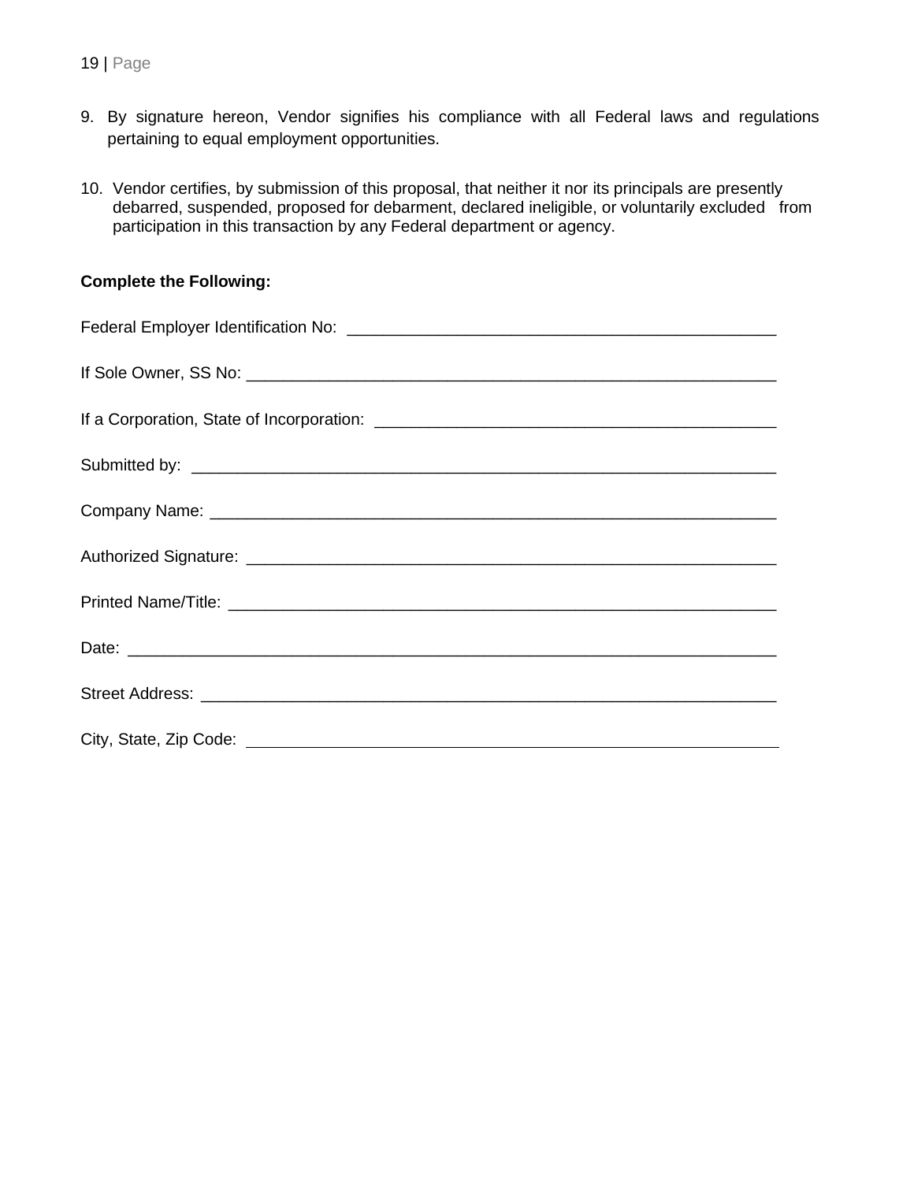9. By signature hereon, Vendor signifies his compliance with all Federal laws and regulations pertaining to equal employment opportunities.

10. Vendor certifies, by submission of this proposal, that neither it nor its principals are presently debarred, suspended, proposed for debarment, declared ineligible, or voluntarily excluded from participation in this transaction by any Federal department or agency.

**Complete the Following:**

Federal Employer Identification No: ______________________________________________

If Sole Owner, SS No: ______________________________________________

If a Corporation, State of Incorporation: ______________________________________________

Submitted by: ______________________________________________

Company Name: ______________________________________________

Authorized Signature: ______________________________________________

Printed Name/Title: ______________________________________________

Date: ______________________________________________

Street Address: ______________________________________________

City, State, Zip Code: ______________________________________________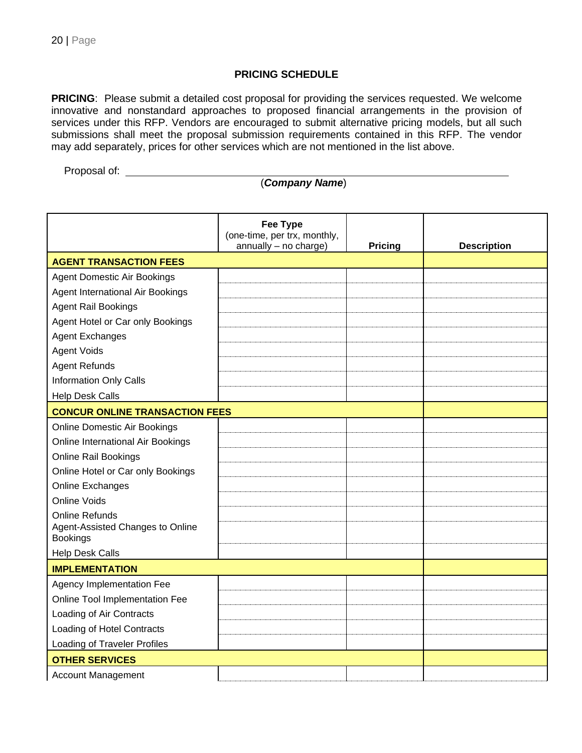## PRICING SCHEDULE

**PRICING**: Please submit a detailed cost proposal for providing the services requested. We welcome innovative and nonstandard approaches to proposed financial arrangements in the provision of services under this RFP. Vendors are encouraged to submit alternative pricing models, but all such submissions shall meet the proposal submission requirements contained in this RFP. The vendor may add separately, prices for other services which are not mentioned in the list above.

Proposal of: ________________________________________________
(***Company Name***)

| | **Fee Type** (one-time, per trx, monthly, annually – no charge) | **Pricing** | **Description** |
|---|---|---|---|
| **AGENT TRANSACTION FEES** | | | |
| Agent Domestic Air Bookings | | | |
| Agent International Air Bookings | | | |
| Agent Rail Bookings | | | |
| Agent Hotel or Car only Bookings | | | |
| Agent Exchanges | | | |
| Agent Voids | | | |
| Agent Refunds | | | |
| Information Only Calls | | | |
| Help Desk Calls | | | |
| **CONCUR ONLINE TRANSACTION FEES** | | | |
| Online Domestic Air Bookings | | | |
| Online International Air Bookings | | | |
| Online Rail Bookings | | | |
| Online Hotel or Car only Bookings | | | |
| Online Exchanges | | | |
| Online Voids | | | |
| Online Refunds | | | |
| Agent-Assisted Changes to Online Bookings | | | |
| Help Desk Calls | | | |
| **IMPLEMENTATION** | | | |
| Agency Implementation Fee | | | |
| Online Tool Implementation Fee | | | |
| Loading of Air Contracts | | | |
| Loading of Hotel Contracts | | | |
| Loading of Traveler Profiles | | | |
| **OTHER SERVICES** | | | |
| Account Management | | | |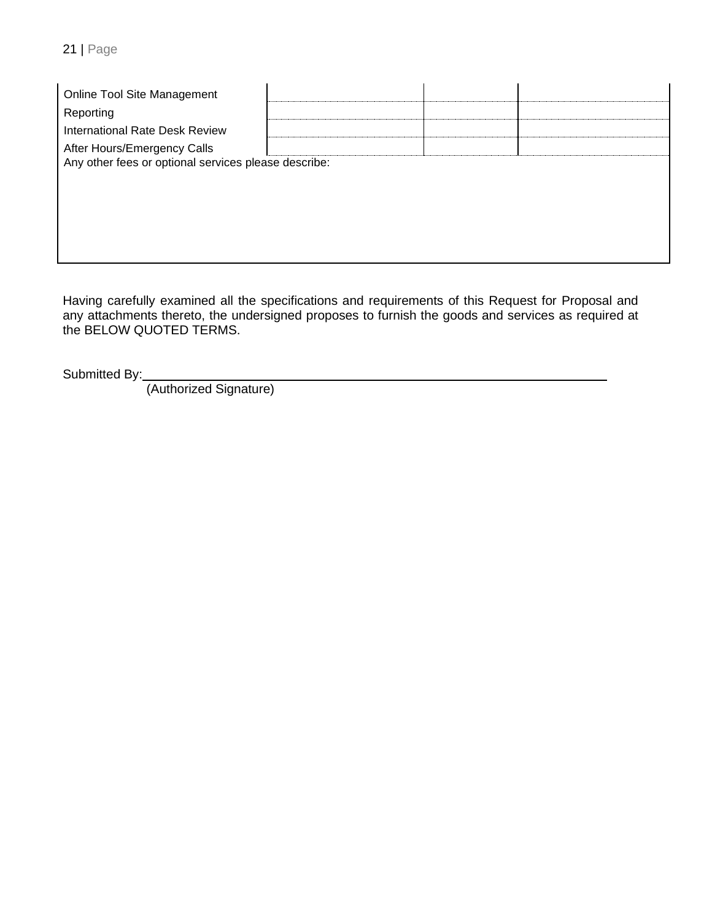| | | | |
|---|---|---|---|
| Online Tool Site Management | | | |
| Reporting | | | |
| International Rate Desk Review | | | |
| After Hours/Emergency Calls | | | |
| Any other fees or optional services please describe: | | | |

Having carefully examined all the specifications and requirements of this Request for Proposal and any attachments thereto, the undersigned proposes to furnish the goods and services as required at the BELOW QUOTED TERMS.

Submitted By:\_\_\_\_\_\_\_\_\_\_\_\_\_\_\_\_\_\_\_\_\_\_\_\_\_\_\_\_\_\_\_\_\_\_\_\_\_\_\_\_\_\_\_\_\_\_\_\_\_\_\_\_\_\_\_\_\_\_\_\_

(Authorized Signature)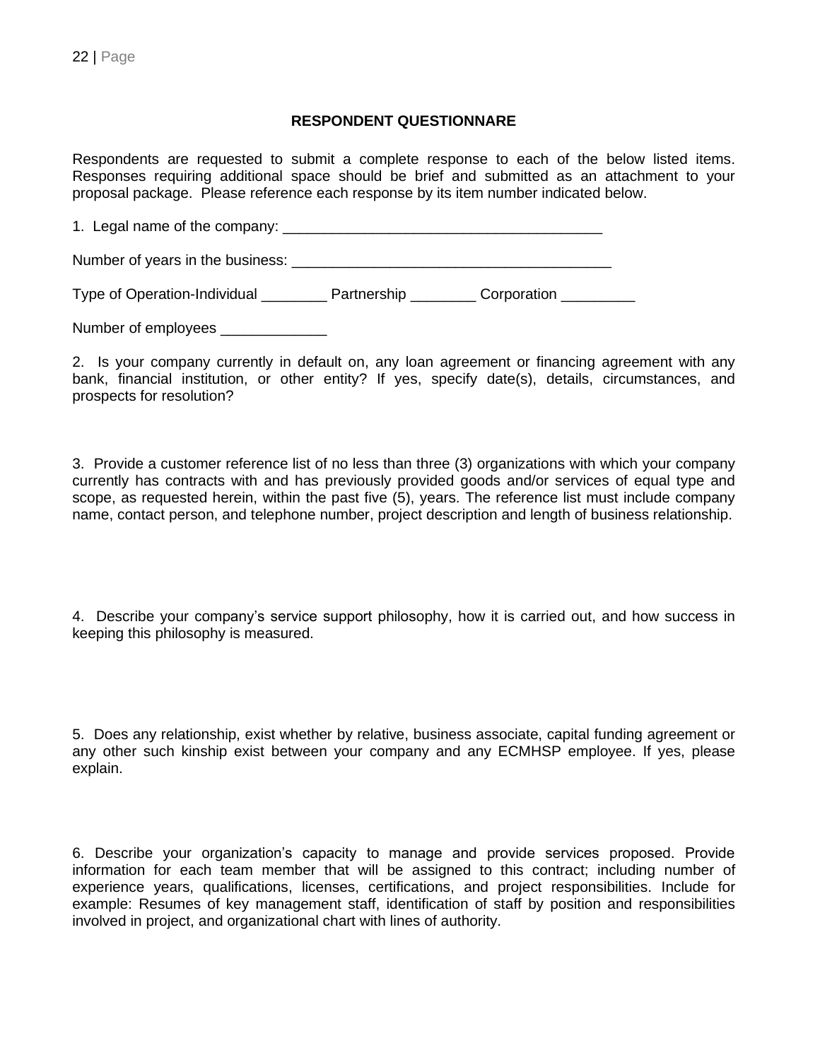**RESPONDENT QUESTIONNARE**

Respondents are requested to submit a complete response to each of the below listed items. Responses requiring additional space should be brief and submitted as an attachment to your proposal package. Please reference each response by its item number indicated below.

1. Legal name of the company: _______________________________________

Number of years in the business: _______________________________________

Type of Operation-Individual ________ Partnership ________ Corporation _________

Number of employees _____________

2. Is your company currently in default on, any loan agreement or financing agreement with any bank, financial institution, or other entity? If yes, specify date(s), details, circumstances, and prospects for resolution?

3. Provide a customer reference list of no less than three (3) organizations with which your company currently has contracts with and has previously provided goods and/or services of equal type and scope, as requested herein, within the past five (5), years. The reference list must include company name, contact person, and telephone number, project description and length of business relationship.

4. Describe your company's service support philosophy, how it is carried out, and how success in keeping this philosophy is measured.

5. Does any relationship, exist whether by relative, business associate, capital funding agreement or any other such kinship exist between your company and any ECMHSP employee. If yes, please explain.

6. Describe your organization's capacity to manage and provide services proposed. Provide information for each team member that will be assigned to this contract; including number of experience years, qualifications, licenses, certifications, and project responsibilities. Include for example: Resumes of key management staff, identification of staff by position and responsibilities involved in project, and organizational chart with lines of authority.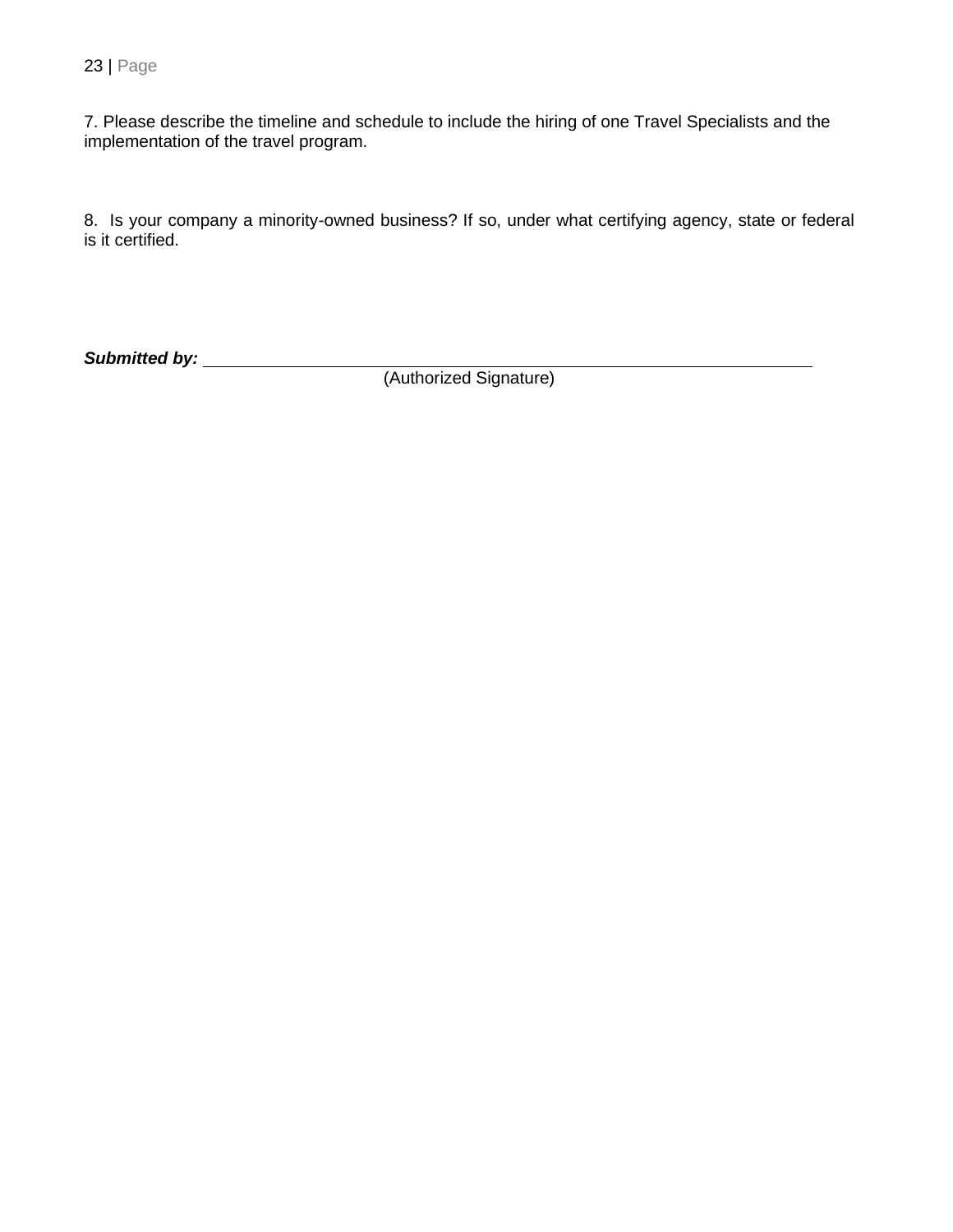7. Please describe the timeline and schedule to include the hiring of one Travel Specialists and the implementation of the travel program.

8. Is your company a minority-owned business? If so, under what certifying agency, state or federal is it certified.

***Submitted by:*** ______________________________________________________________

(Authorized Signature)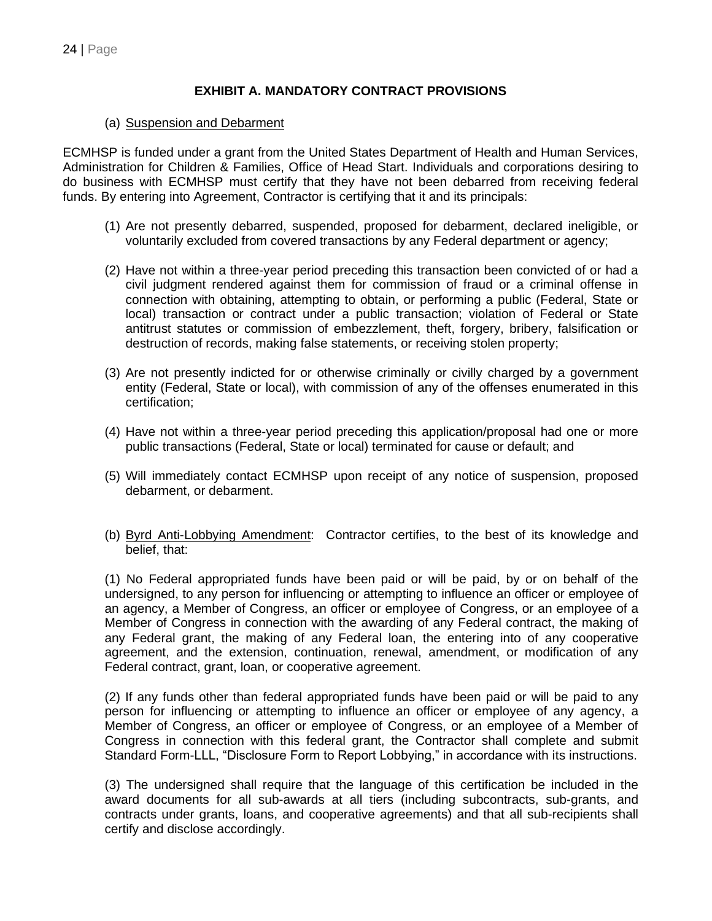## EXHIBIT A. MANDATORY CONTRACT PROVISIONS

(a) Suspension and Debarment

ECMHSP is funded under a grant from the United States Department of Health and Human Services, Administration for Children & Families, Office of Head Start. Individuals and corporations desiring to do business with ECMHSP must certify that they have not been debarred from receiving federal funds. By entering into Agreement, Contractor is certifying that it and its principals:

(1) Are not presently debarred, suspended, proposed for debarment, declared ineligible, or voluntarily excluded from covered transactions by any Federal department or agency;

(2) Have not within a three-year period preceding this transaction been convicted of or had a civil judgment rendered against them for commission of fraud or a criminal offense in connection with obtaining, attempting to obtain, or performing a public (Federal, State or local) transaction or contract under a public transaction; violation of Federal or State antitrust statutes or commission of embezzlement, theft, forgery, bribery, falsification or destruction of records, making false statements, or receiving stolen property;

(3) Are not presently indicted for or otherwise criminally or civilly charged by a government entity (Federal, State or local), with commission of any of the offenses enumerated in this certification;

(4) Have not within a three-year period preceding this application/proposal had one or more public transactions (Federal, State or local) terminated for cause or default; and

(5) Will immediately contact ECMHSP upon receipt of any notice of suspension, proposed debarment, or debarment.

(b) Byrd Anti-Lobbying Amendment: Contractor certifies, to the best of its knowledge and belief, that:

(1) No Federal appropriated funds have been paid or will be paid, by or on behalf of the undersigned, to any person for influencing or attempting to influence an officer or employee of an agency, a Member of Congress, an officer or employee of Congress, or an employee of a Member of Congress in connection with the awarding of any Federal contract, the making of any Federal grant, the making of any Federal loan, the entering into of any cooperative agreement, and the extension, continuation, renewal, amendment, or modification of any Federal contract, grant, loan, or cooperative agreement.

(2) If any funds other than federal appropriated funds have been paid or will be paid to any person for influencing or attempting to influence an officer or employee of any agency, a Member of Congress, an officer or employee of Congress, or an employee of a Member of Congress in connection with this federal grant, the Contractor shall complete and submit Standard Form-LLL, "Disclosure Form to Report Lobbying," in accordance with its instructions.

(3) The undersigned shall require that the language of this certification be included in the award documents for all sub-awards at all tiers (including subcontracts, sub-grants, and contracts under grants, loans, and cooperative agreements) and that all sub-recipients shall certify and disclose accordingly.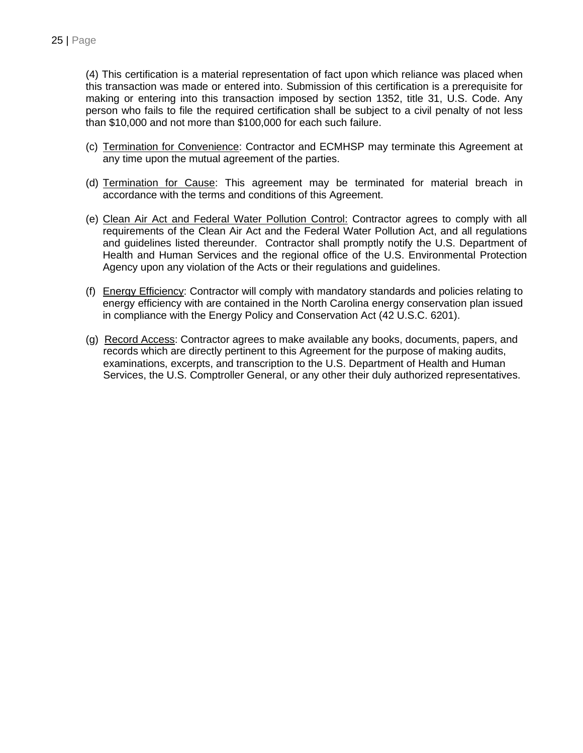(4) This certification is a material representation of fact upon which reliance was placed when this transaction was made or entered into. Submission of this certification is a prerequisite for making or entering into this transaction imposed by section 1352, title 31, U.S. Code. Any person who fails to file the required certification shall be subject to a civil penalty of not less than $10,000 and not more than $100,000 for each such failure.

(c) Termination for Convenience: Contractor and ECMHSP may terminate this Agreement at any time upon the mutual agreement of the parties.

(d) Termination for Cause: This agreement may be terminated for material breach in accordance with the terms and conditions of this Agreement.

(e) Clean Air Act and Federal Water Pollution Control: Contractor agrees to comply with all requirements of the Clean Air Act and the Federal Water Pollution Act, and all regulations and guidelines listed thereunder. Contractor shall promptly notify the U.S. Department of Health and Human Services and the regional office of the U.S. Environmental Protection Agency upon any violation of the Acts or their regulations and guidelines.

(f) Energy Efficiency: Contractor will comply with mandatory standards and policies relating to energy efficiency with are contained in the North Carolina energy conservation plan issued in compliance with the Energy Policy and Conservation Act (42 U.S.C. 6201).

(g) Record Access: Contractor agrees to make available any books, documents, papers, and records which are directly pertinent to this Agreement for the purpose of making audits, examinations, excerpts, and transcription to the U.S. Department of Health and Human Services, the U.S. Comptroller General, or any other their duly authorized representatives.